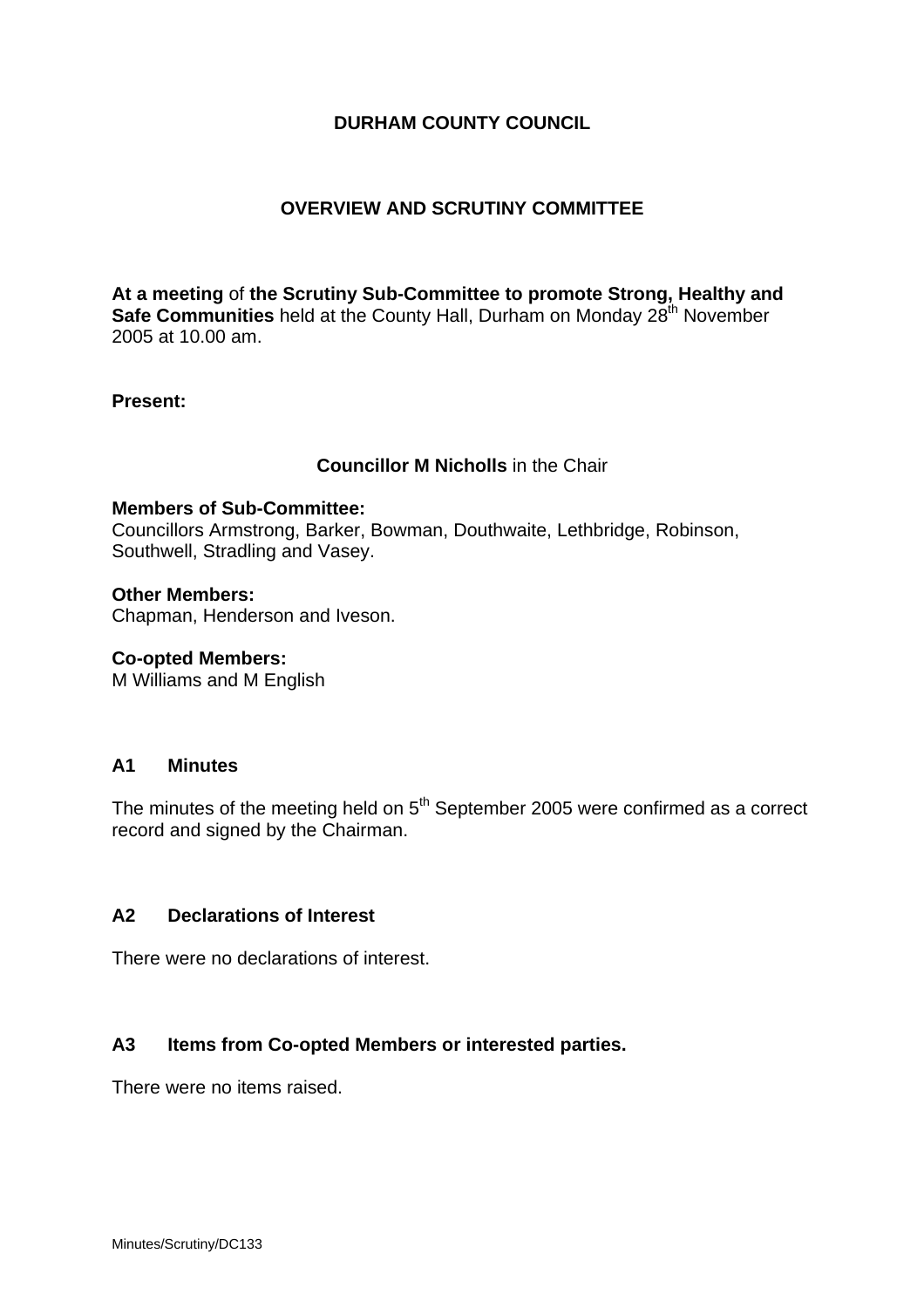# DURHAM COUNTY COUNCIL

## OVERVIEW AND SCRUTINY COMMITTEE

**At a meeting** of **the Scrutiny Sub-Committee to promote Strong, Healthy and Safe Communities** held at the County Hall, Durham on Monday 28th November 2005 at 10.00 am.

**Present:**

**Councillor M Nicholls** in the Chair

**Members of Sub-Committee:**
Councillors Armstrong, Barker, Bowman, Douthwaite, Lethbridge, Robinson, Southwell, Stradling and Vasey.

**Other Members:**
Chapman, Henderson and Iveson.

**Co-opted Members:**
M Williams and M English

### A1 Minutes

The minutes of the meeting held on 5th September 2005 were confirmed as a correct record and signed by the Chairman.

### A2 Declarations of Interest

There were no declarations of interest.

### A3 Items from Co-opted Members or interested parties.

There were no items raised.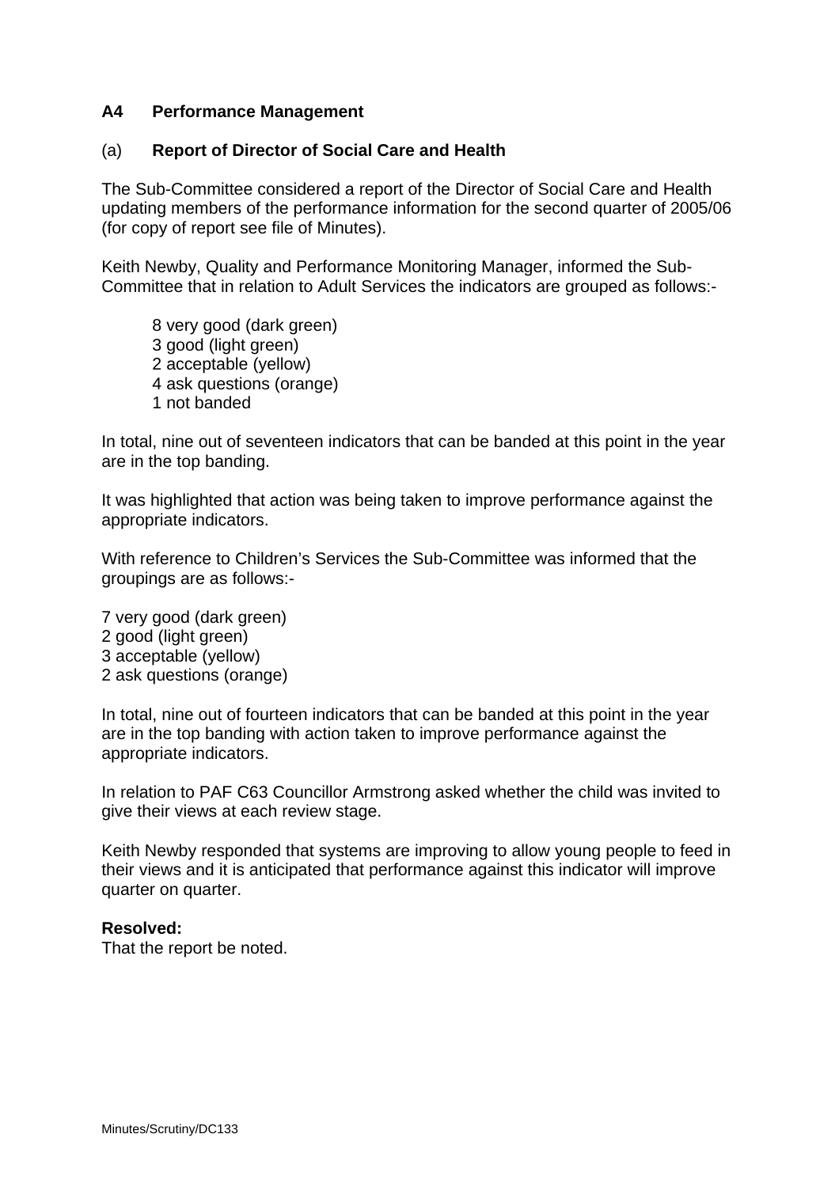## A4 Performance Management

### (a) Report of Director of Social Care and Health

The Sub-Committee considered a report of the Director of Social Care and Health updating members of the performance information for the second quarter of 2005/06 (for copy of report see file of Minutes).

Keith Newby, Quality and Performance Monitoring Manager, informed the Sub-Committee that in relation to Adult Services the indicators are grouped as follows:-

> 8 very good (dark green)
> 3 good (light green)
> 2 acceptable (yellow)
> 4 ask questions (orange)
> 1 not banded

In total, nine out of seventeen indicators that can be banded at this point in the year are in the top banding.

It was highlighted that action was being taken to improve performance against the appropriate indicators.

With reference to Children's Services the Sub-Committee was informed that the groupings are as follows:-

7 very good (dark green)
2 good (light green)
3 acceptable (yellow)
2 ask questions (orange)

In total, nine out of fourteen indicators that can be banded at this point in the year are in the top banding with action taken to improve performance against the appropriate indicators.

In relation to PAF C63 Councillor Armstrong asked whether the child was invited to give their views at each review stage.

Keith Newby responded that systems are improving to allow young people to feed in their views and it is anticipated that performance against this indicator will improve quarter on quarter.

**Resolved:**
That the report be noted.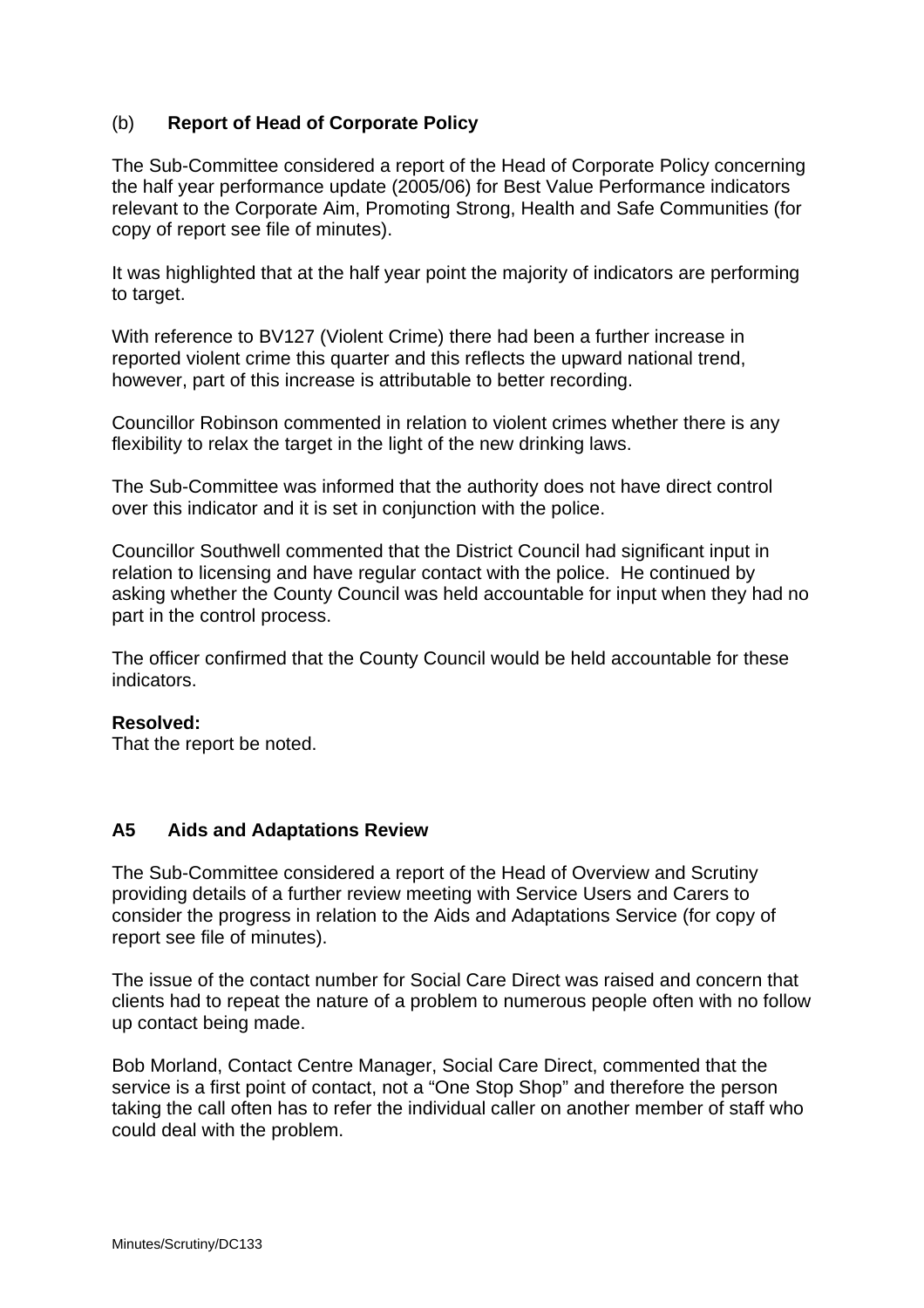(b) **Report of Head of Corporate Policy**

The Sub-Committee considered a report of the Head of Corporate Policy concerning the half year performance update (2005/06) for Best Value Performance indicators relevant to the Corporate Aim, Promoting Strong, Health and Safe Communities (for copy of report see file of minutes).

It was highlighted that at the half year point the majority of indicators are performing to target.

With reference to BV127 (Violent Crime) there had been a further increase in reported violent crime this quarter and this reflects the upward national trend, however, part of this increase is attributable to better recording.

Councillor Robinson commented in relation to violent crimes whether there is any flexibility to relax the target in the light of the new drinking laws.

The Sub-Committee was informed that the authority does not have direct control over this indicator and it is set in conjunction with the police.

Councillor Southwell commented that the District Council had significant input in relation to licensing and have regular contact with the police. He continued by asking whether the County Council was held accountable for input when they had no part in the control process.

The officer confirmed that the County Council would be held accountable for these indicators.

**Resolved:**
That the report be noted.

**A5 Aids and Adaptations Review**

The Sub-Committee considered a report of the Head of Overview and Scrutiny providing details of a further review meeting with Service Users and Carers to consider the progress in relation to the Aids and Adaptations Service (for copy of report see file of minutes).

The issue of the contact number for Social Care Direct was raised and concern that clients had to repeat the nature of a problem to numerous people often with no follow up contact being made.

Bob Morland, Contact Centre Manager, Social Care Direct, commented that the service is a first point of contact, not a "One Stop Shop" and therefore the person taking the call often has to refer the individual caller on another member of staff who could deal with the problem.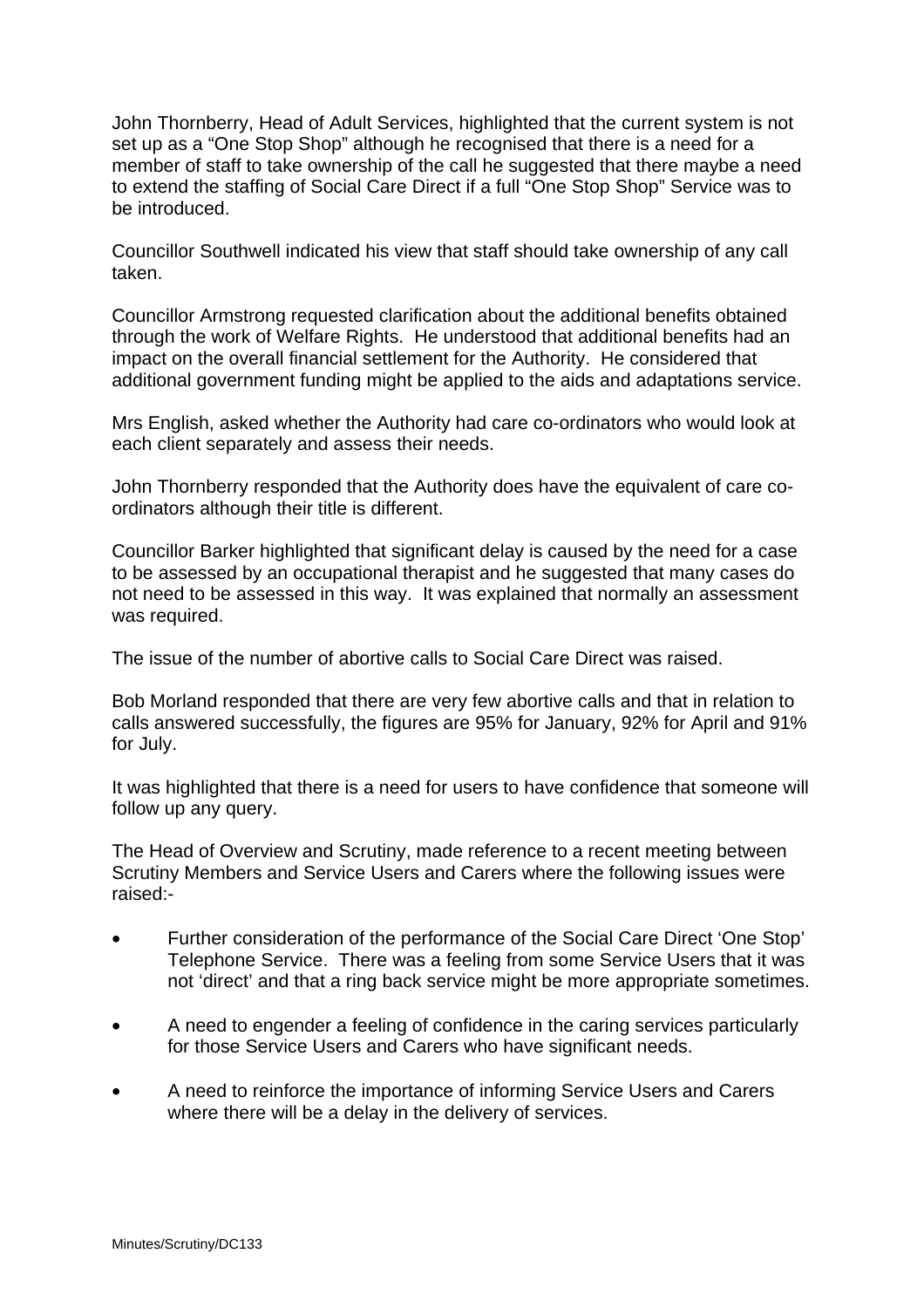John Thornberry, Head of Adult Services, highlighted that the current system is not set up as a "One Stop Shop" although he recognised that there is a need for a member of staff to take ownership of the call he suggested that there maybe a need to extend the staffing of Social Care Direct if a full "One Stop Shop" Service was to be introduced.

Councillor Southwell indicated his view that staff should take ownership of any call taken.

Councillor Armstrong requested clarification about the additional benefits obtained through the work of Welfare Rights. He understood that additional benefits had an impact on the overall financial settlement for the Authority. He considered that additional government funding might be applied to the aids and adaptations service.

Mrs English, asked whether the Authority had care co-ordinators who would look at each client separately and assess their needs.

John Thornberry responded that the Authority does have the equivalent of care co-ordinators although their title is different.

Councillor Barker highlighted that significant delay is caused by the need for a case to be assessed by an occupational therapist and he suggested that many cases do not need to be assessed in this way. It was explained that normally an assessment was required.

The issue of the number of abortive calls to Social Care Direct was raised.

Bob Morland responded that there are very few abortive calls and that in relation to calls answered successfully, the figures are 95% for January, 92% for April and 91% for July.

It was highlighted that there is a need for users to have confidence that someone will follow up any query.

The Head of Overview and Scrutiny, made reference to a recent meeting between Scrutiny Members and Service Users and Carers where the following issues were raised:-

- Further consideration of the performance of the Social Care Direct 'One Stop' Telephone Service. There was a feeling from some Service Users that it was not 'direct' and that a ring back service might be more appropriate sometimes.
- A need to engender a feeling of confidence in the caring services particularly for those Service Users and Carers who have significant needs.
- A need to reinforce the importance of informing Service Users and Carers where there will be a delay in the delivery of services.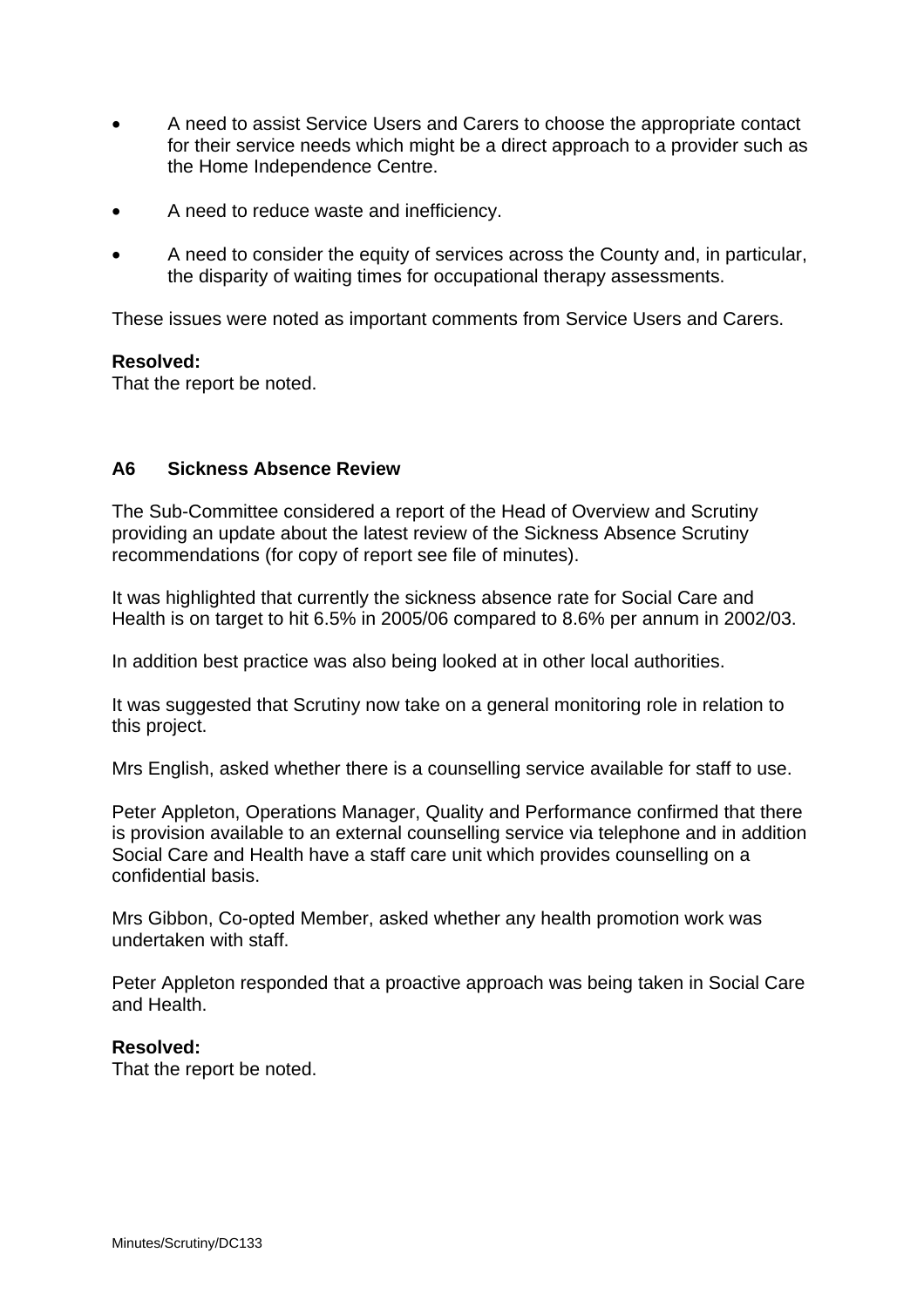- A need to assist Service Users and Carers to choose the appropriate contact for their service needs which might be a direct approach to a provider such as the Home Independence Centre.

- A need to reduce waste and inefficiency.

- A need to consider the equity of services across the County and, in particular, the disparity of waiting times for occupational therapy assessments.

These issues were noted as important comments from Service Users and Carers.

**Resolved:**
That the report be noted.

### A6 Sickness Absence Review

The Sub-Committee considered a report of the Head of Overview and Scrutiny providing an update about the latest review of the Sickness Absence Scrutiny recommendations (for copy of report see file of minutes).

It was highlighted that currently the sickness absence rate for Social Care and Health is on target to hit 6.5% in 2005/06 compared to 8.6% per annum in 2002/03.

In addition best practice was also being looked at in other local authorities.

It was suggested that Scrutiny now take on a general monitoring role in relation to this project.

Mrs English, asked whether there is a counselling service available for staff to use.

Peter Appleton, Operations Manager, Quality and Performance confirmed that there is provision available to an external counselling service via telephone and in addition Social Care and Health have a staff care unit which provides counselling on a confidential basis.

Mrs Gibbon, Co-opted Member, asked whether any health promotion work was undertaken with staff.

Peter Appleton responded that a proactive approach was being taken in Social Care and Health.

**Resolved:**
That the report be noted.

Minutes/Scrutiny/DC133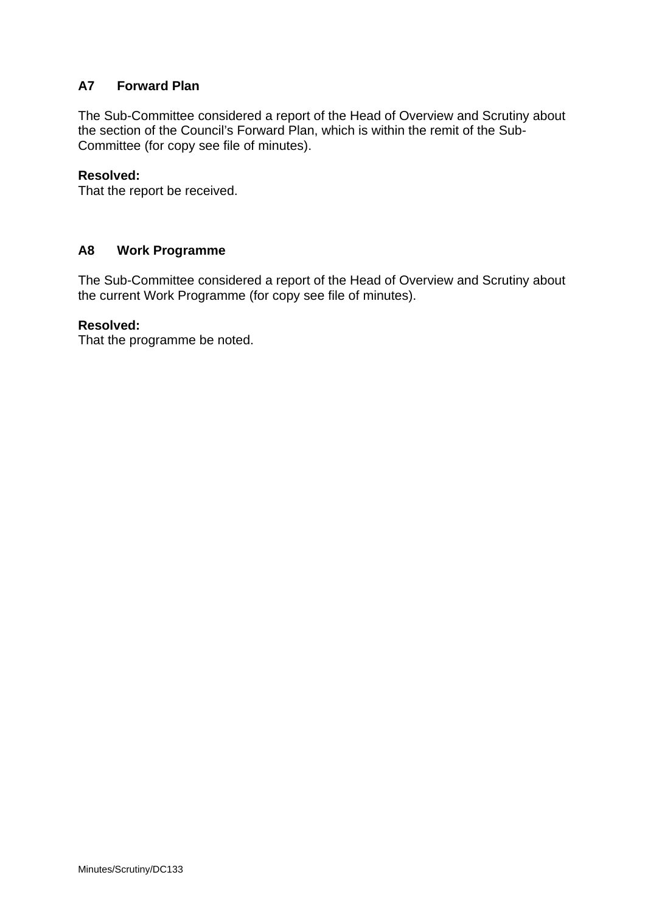### A7 Forward Plan

The Sub-Committee considered a report of the Head of Overview and Scrutiny about the section of the Council's Forward Plan, which is within the remit of the Sub-Committee (for copy see file of minutes).

**Resolved:**
That the report be received.

### A8 Work Programme

The Sub-Committee considered a report of the Head of Overview and Scrutiny about the current Work Programme (for copy see file of minutes).

**Resolved:**
That the programme be noted.